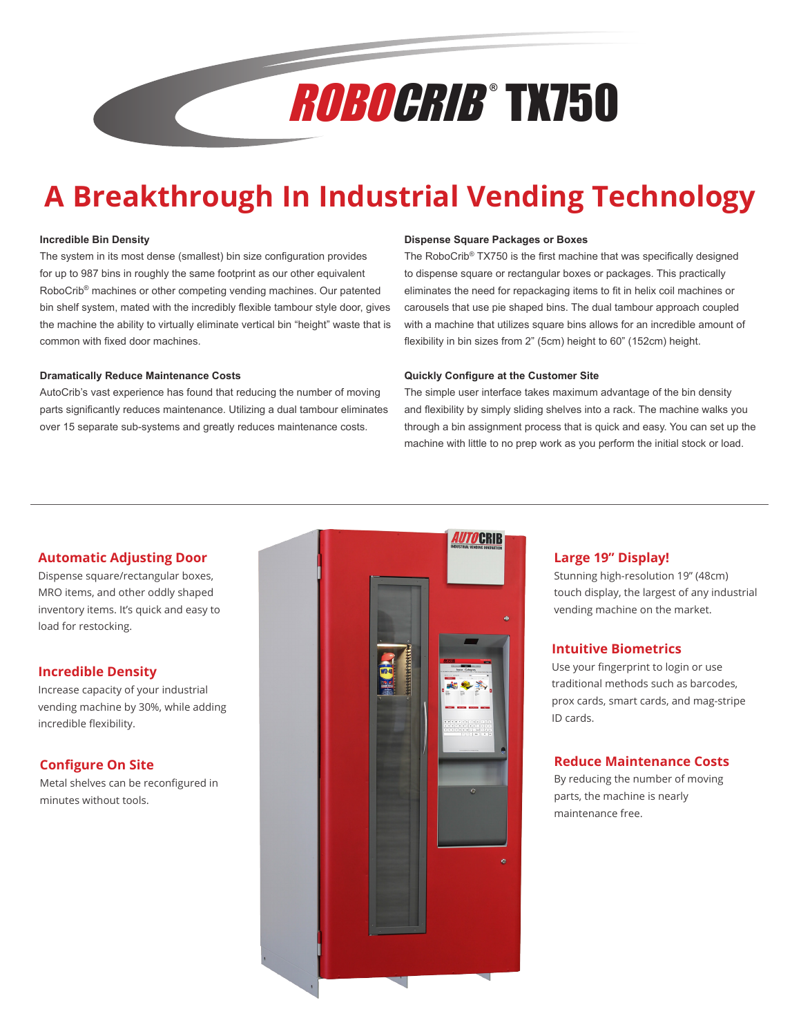# ROBOCRIB® TX750

## A Breakthrough In Industrial Vending Technology

**Incredible Bin Density**

The system in its most dense (smallest) bin size configuration provides for up to 987 bins in roughly the same footprint as our other equivalent RoboCrib® machines or other competing vending machines. Our patented bin shelf system, mated with the incredibly flexible tambour style door, gives the machine the ability to virtually eliminate vertical bin "height" waste that is common with fixed door machines.

**Dramatically Reduce Maintenance Costs**

AutoCrib's vast experience has found that reducing the number of moving parts significantly reduces maintenance. Utilizing a dual tambour eliminates over 15 separate sub-systems and greatly reduces maintenance costs.

**Dispense Square Packages or Boxes**

The RoboCrib® TX750 is the first machine that was specifically designed to dispense square or rectangular boxes or packages. This practically eliminates the need for repackaging items to fit in helix coil machines or carousels that use pie shaped bins. The dual tambour approach coupled with a machine that utilizes square bins allows for an incredible amount of flexibility in bin sizes from 2" (5cm) height to 60" (152cm) height.

**Quickly Configure at the Customer Site**

The simple user interface takes maximum advantage of the bin density and flexibility by simply sliding shelves into a rack. The machine walks you through a bin assignment process that is quick and easy. You can set up the machine with little to no prep work as you perform the initial stock or load.

---

### Automatic Adjusting Door

Dispense square/rectangular boxes, MRO items, and other oddly shaped inventory items. It's quick and easy to load for restocking.

### Incredible Density

Increase capacity of your industrial vending machine by 30%, while adding incredible flexibility.

### Configure On Site

Metal shelves can be reconfigured in minutes without tools.

### Large 19" Display!

Stunning high-resolution 19" (48cm) touch display, the largest of any industrial vending machine on the market.

### Intuitive Biometrics

Use your fingerprint to login or use traditional methods such as barcodes, prox cards, smart cards, and mag-stripe ID cards.

### Reduce Maintenance Costs

By reducing the number of moving parts, the machine is nearly maintenance free.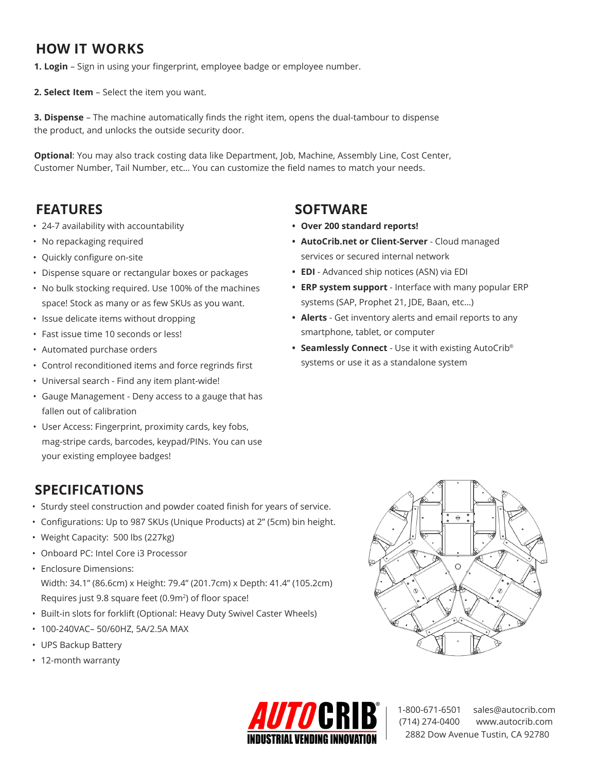## HOW IT WORKS

**1. Login** – Sign in using your fingerprint, employee badge or employee number.

**2. Select Item** – Select the item you want.

**3. Dispense** – The machine automatically finds the right item, opens the dual-tambour to dispense the product, and unlocks the outside security door.

**Optional**: You may also track costing data like Department, Job, Machine, Assembly Line, Cost Center, Customer Number, Tail Number, etc... You can customize the field names to match your needs.

## FEATURES

- 24-7 availability with accountability
- No repackaging required
- Quickly configure on-site
- Dispense square or rectangular boxes or packages
- No bulk stocking required. Use 100% of the machines space! Stock as many or as few SKUs as you want.
- Issue delicate items without dropping
- Fast issue time 10 seconds or less!
- Automated purchase orders
- Control reconditioned items and force regrinds first
- Universal search - Find any item plant-wide!
- Gauge Management - Deny access to a gauge that has fallen out of calibration
- User Access: Fingerprint, proximity cards, key fobs, mag-stripe cards, barcodes, keypad/PINs. You can use your existing employee badges!

## SOFTWARE

- **Over 200 standard reports!**
- **AutoCrib.net or Client-Server** - Cloud managed services or secured internal network
- **EDI** - Advanced ship notices (ASN) via EDI
- **ERP system support** - Interface with many popular ERP systems (SAP, Prophet 21, JDE, Baan, etc...)
- **Alerts** - Get inventory alerts and email reports to any smartphone, tablet, or computer
- **Seamlessly Connect** - Use it with existing AutoCrib® systems or use it as a standalone system

## SPECIFICATIONS

- Sturdy steel construction and powder coated finish for years of service.
- Configurations: Up to 987 SKUs (Unique Products) at 2" (5cm) bin height.
- Weight Capacity: 500 lbs (227kg)
- Onboard PC: Intel Core i3 Processor
- Enclosure Dimensions:
  Width: 34.1" (86.6cm) x Height: 79.4" (201.7cm) x Depth: 41.4" (105.2cm)
  Requires just 9.8 square feet (0.9m$^2$) of floor space!
- Built-in slots for forklift (Optional: Heavy Duty Swivel Caster Wheels)
- 100-240VAC– 50/60HZ, 5A/2.5A MAX
- UPS Backup Battery
- 12-month warranty

AUTOCRIB® INDUSTRIAL VENDING INNOVATION

1-800-671-6501 sales@autocrib.com
(714) 274-0400 www.autocrib.com
2882 Dow Avenue Tustin, CA 92780